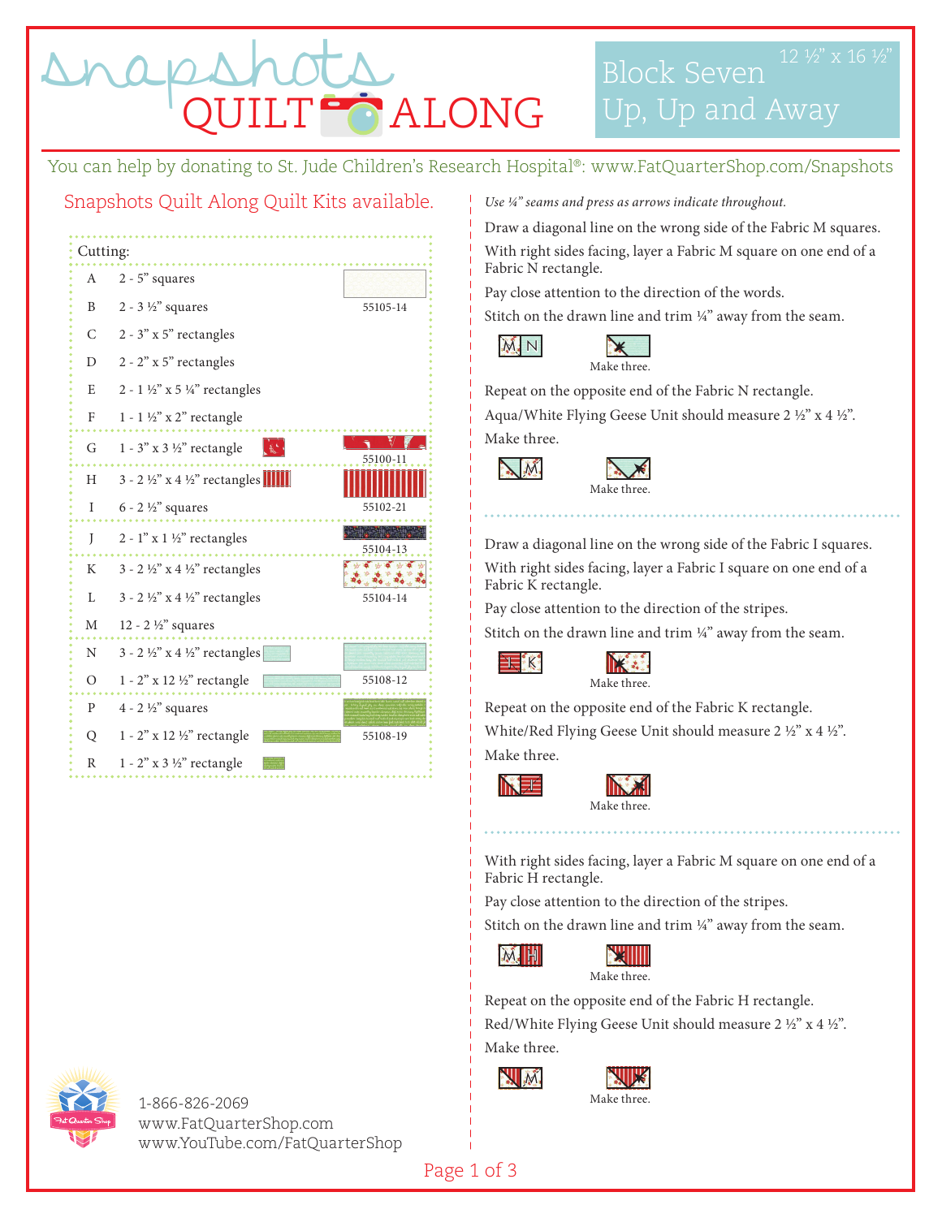# Snapshots QUILT ALONG

## Block Seven
## Up, Up and Away

12 ½" x 16 ½"

You can help by donating to St. Jude Children's Research Hospital®: www.FatQuarterShop.com/Snapshots

Snapshots Quilt Along Quilt Kits available.

**Cutting:**

| | | Fabric |
|---|---|---|
| A | 2 - 5" squares | 55105-14 |
| B | 2 - 3 ½" squares | |
| C | 2 - 3" x 5" rectangles | |
| D | 2 - 2" x 5" rectangles | |
| E | 2 - 1 ½" x 5 ¼" rectangles | |
| F | 1 - 1 ½" x 2" rectangle | |
| G | 1 - 3" x 3 ½" rectangle | 55100-11 |
| H | 3 - 2 ½" x 4 ½" rectangles | 55102-21 |
| I | 6 - 2 ½" squares | |
| J | 2 - 1" x 1 ½" rectangles | 55104-13 |
| K | 3 - 2 ½" x 4 ½" rectangles | 55104-14 |
| L | 3 - 2 ½" x 4 ½" rectangles | |
| M | 12 - 2 ½" squares | |
| N | 3 - 2 ½" x 4 ½" rectangles | 55108-12 |
| O | 1 - 2" x 12 ½" rectangle | |
| P | 4 - 2 ½" squares | 55108-19 |
| Q | 1 - 2" x 12 ½" rectangle | |
| R | 1 - 2" x 3 ½" rectangle | |

1-866-826-2069
www.FatQuarterShop.com
www.YouTube.com/FatQuarterShop

*Use ¼" seams and press as arrows indicate throughout.*

Draw a diagonal line on the wrong side of the Fabric M squares.

With right sides facing, layer a Fabric M square on one end of a Fabric N rectangle.

Pay close attention to the direction of the words.

Stitch on the drawn line and trim ¼" away from the seam.

Make three.

Repeat on the opposite end of the Fabric N rectangle.

Aqua/White Flying Geese Unit should measure 2 ½" x 4 ½".

Make three.

Make three.

---

Draw a diagonal line on the wrong side of the Fabric I squares.

With right sides facing, layer a Fabric I square on one end of a Fabric K rectangle.

Pay close attention to the direction of the stripes.

Stitch on the drawn line and trim ¼" away from the seam.

Make three.

Repeat on the opposite end of the Fabric K rectangle.

White/Red Flying Geese Unit should measure 2 ½" x 4 ½".

Make three.

Make three.

---

With right sides facing, layer a Fabric M square on one end of a Fabric H rectangle.

Pay close attention to the direction of the stripes.

Stitch on the drawn line and trim ¼" away from the seam.

Make three.

Repeat on the opposite end of the Fabric H rectangle.

Red/White Flying Geese Unit should measure 2 ½" x 4 ½".

Make three.

Make three.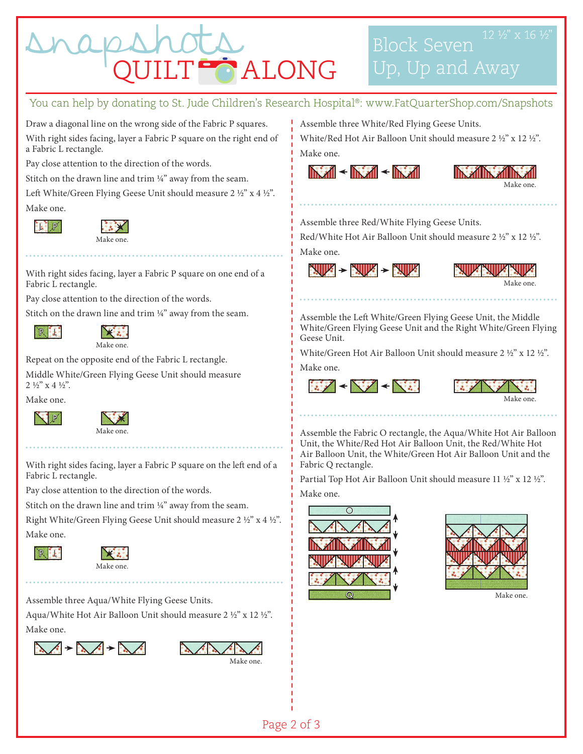# snapshots QUILT ALONG

## Block Seven
## Up, Up and Away

12 ½" x 16 ½"

You can help by donating to St. Jude Children's Research Hospital®: www.FatQuarterShop.com/Snapshots

Draw a diagonal line on the wrong side of the Fabric P squares.

With right sides facing, layer a Fabric P square on the right end of a Fabric L rectangle.

Pay close attention to the direction of the words.

Stitch on the drawn line and trim ¼" away from the seam.

Left White/Green Flying Geese Unit should measure 2 ½" x 4 ½".

Make one.

L P

Make one.

With right sides facing, layer a Fabric P square on one end of a Fabric L rectangle.

Pay close attention to the direction of the words.

Stitch on the drawn line and trim ¼" away from the seam.

P L

Make one.

Repeat on the opposite end of the Fabric L rectangle.

Middle White/Green Flying Geese Unit should measure 2 ½" x 4 ½".

Make one.

P

Make one.

With right sides facing, layer a Fabric P square on the left end of a Fabric L rectangle.

Pay close attention to the direction of the words.

Stitch on the drawn line and trim ¼" away from the seam.

Right White/Green Flying Geese Unit should measure 2 ½" x 4 ½".

Make one.

P L

Make one.

Assemble three Aqua/White Flying Geese Units.

Aqua/White Hot Air Balloon Unit should measure 2 ½" x 12 ½".

Make one.

Make one.

Assemble three White/Red Flying Geese Units.

White/Red Hot Air Balloon Unit should measure 2 ½" x 12 ½".

Make one.

Make one.

Assemble three Red/White Flying Geese Units.

Red/White Hot Air Balloon Unit should measure 2 ½" x 12 ½".

Make one.

Make one.

Assemble the Left White/Green Flying Geese Unit, the Middle White/Green Flying Geese Unit and the Right White/Green Flying Geese Unit.

White/Green Hot Air Balloon Unit should measure 2 ½" x 12 ½".

Make one.

Make one.

Assemble the Fabric O rectangle, the Aqua/White Hot Air Balloon Unit, the White/Red Hot Air Balloon Unit, the Red/White Hot Air Balloon Unit, the White/Green Hot Air Balloon Unit and the Fabric Q rectangle.

Partial Top Hot Air Balloon Unit should measure 11 ½" x 12 ½".

Make one.

O

Q

Make one.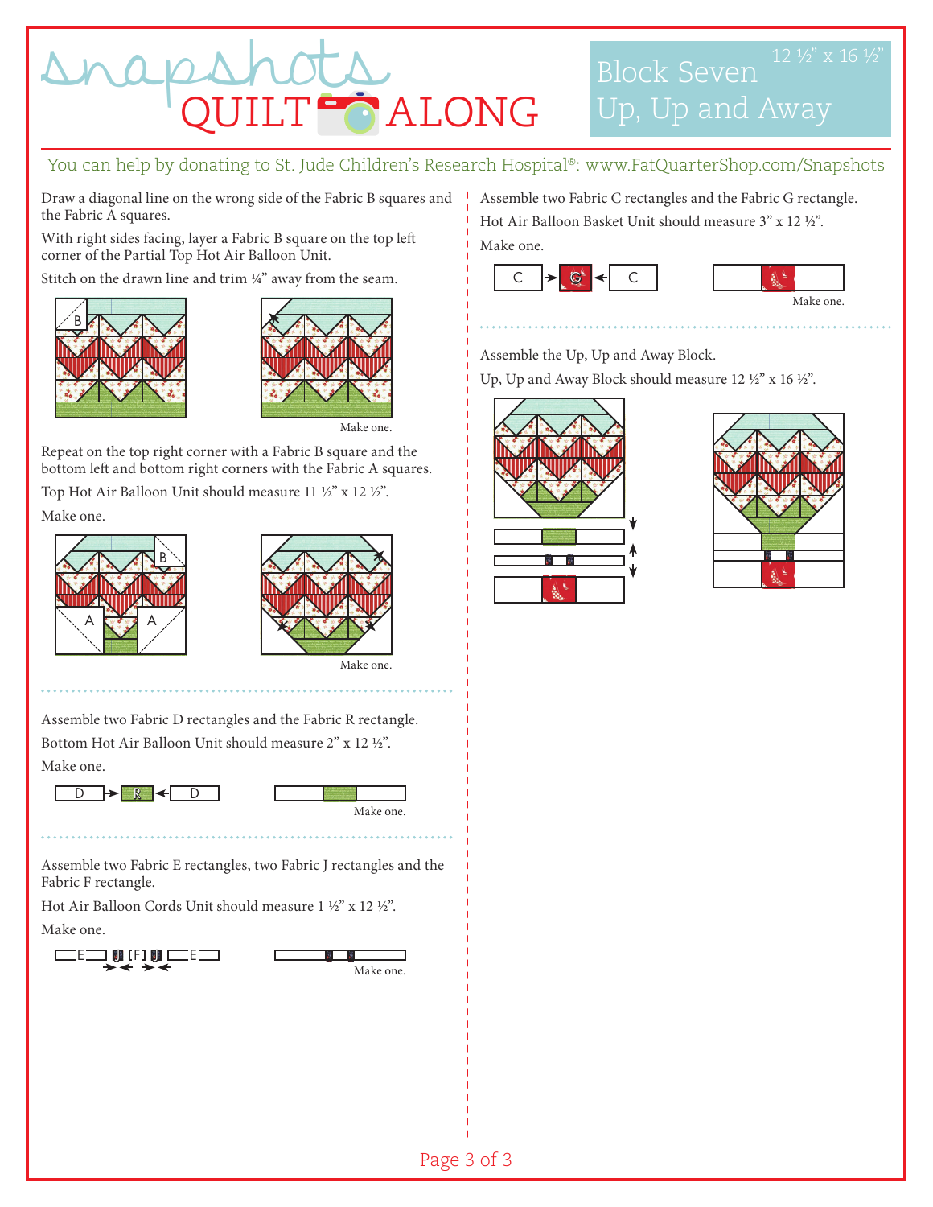# snapshots QUILT ALONG

## Block Seven 12 ½" x 16 ½"
## Up, Up and Away

You can help by donating to St. Jude Children's Research Hospital®: www.FatQuarterShop.com/Snapshots

Draw a diagonal line on the wrong side of the Fabric B squares and the Fabric A squares.

With right sides facing, layer a Fabric B square on the top left corner of the Partial Top Hot Air Balloon Unit.

Stitch on the drawn line and trim ¼" away from the seam.

B

Make one.

Repeat on the top right corner with a Fabric B square and the bottom left and bottom right corners with the Fabric A squares.

Top Hot Air Balloon Unit should measure 11 ½" x 12 ½".

Make one.

B

A A

Make one.

Assemble two Fabric D rectangles and the Fabric R rectangle.

Bottom Hot Air Balloon Unit should measure 2" x 12 ½".

Make one.

D R D

Make one.

Assemble two Fabric E rectangles, two Fabric J rectangles and the Fabric F rectangle.

Hot Air Balloon Cords Unit should measure 1 ½" x 12 ½".

Make one.

E J F J E

Make one.

Assemble two Fabric C rectangles and the Fabric G rectangle.

Hot Air Balloon Basket Unit should measure 3" x 12 ½".

Make one.

C G C

Make one.

Assemble the Up, Up and Away Block.

Up, Up and Away Block should measure 12 ½" x 16 ½".